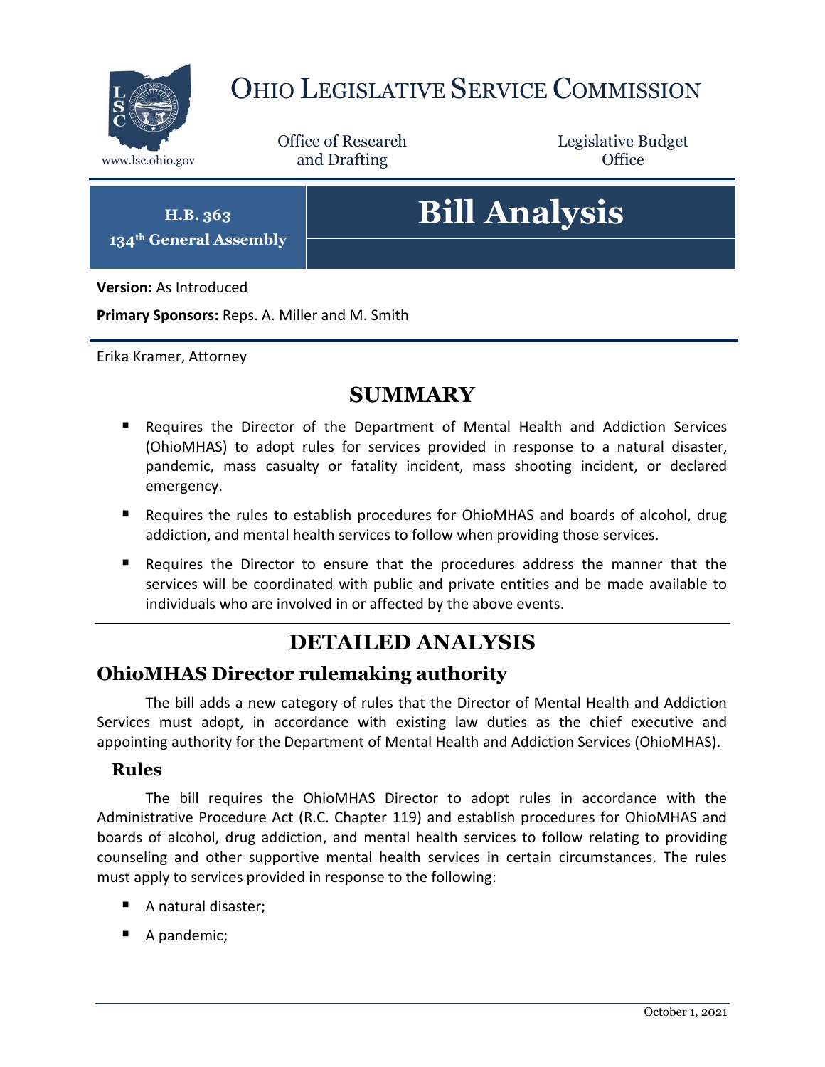# OHIO LEGISLATIVE SERVICE COMMISSION

www.lsc.ohio.gov

Office of Research and Drafting

Legislative Budget Office

**H.B. 363**
**134th General Assembly**

# Bill Analysis

**Version:** As Introduced

**Primary Sponsors:** Reps. A. Miller and M. Smith

Erika Kramer, Attorney

## SUMMARY

- Requires the Director of the Department of Mental Health and Addiction Services (OhioMHAS) to adopt rules for services provided in response to a natural disaster, pandemic, mass casualty or fatality incident, mass shooting incident, or declared emergency.
- Requires the rules to establish procedures for OhioMHAS and boards of alcohol, drug addiction, and mental health services to follow when providing those services.
- Requires the Director to ensure that the procedures address the manner that the services will be coordinated with public and private entities and be made available to individuals who are involved in or affected by the above events.

## DETAILED ANALYSIS

## OhioMHAS Director rulemaking authority

The bill adds a new category of rules that the Director of Mental Health and Addiction Services must adopt, in accordance with existing law duties as the chief executive and appointing authority for the Department of Mental Health and Addiction Services (OhioMHAS).

### Rules

The bill requires the OhioMHAS Director to adopt rules in accordance with the Administrative Procedure Act (R.C. Chapter 119) and establish procedures for OhioMHAS and boards of alcohol, drug addiction, and mental health services to follow relating to providing counseling and other supportive mental health services in certain circumstances. The rules must apply to services provided in response to the following:

- A natural disaster;
- A pandemic;

October 1, 2021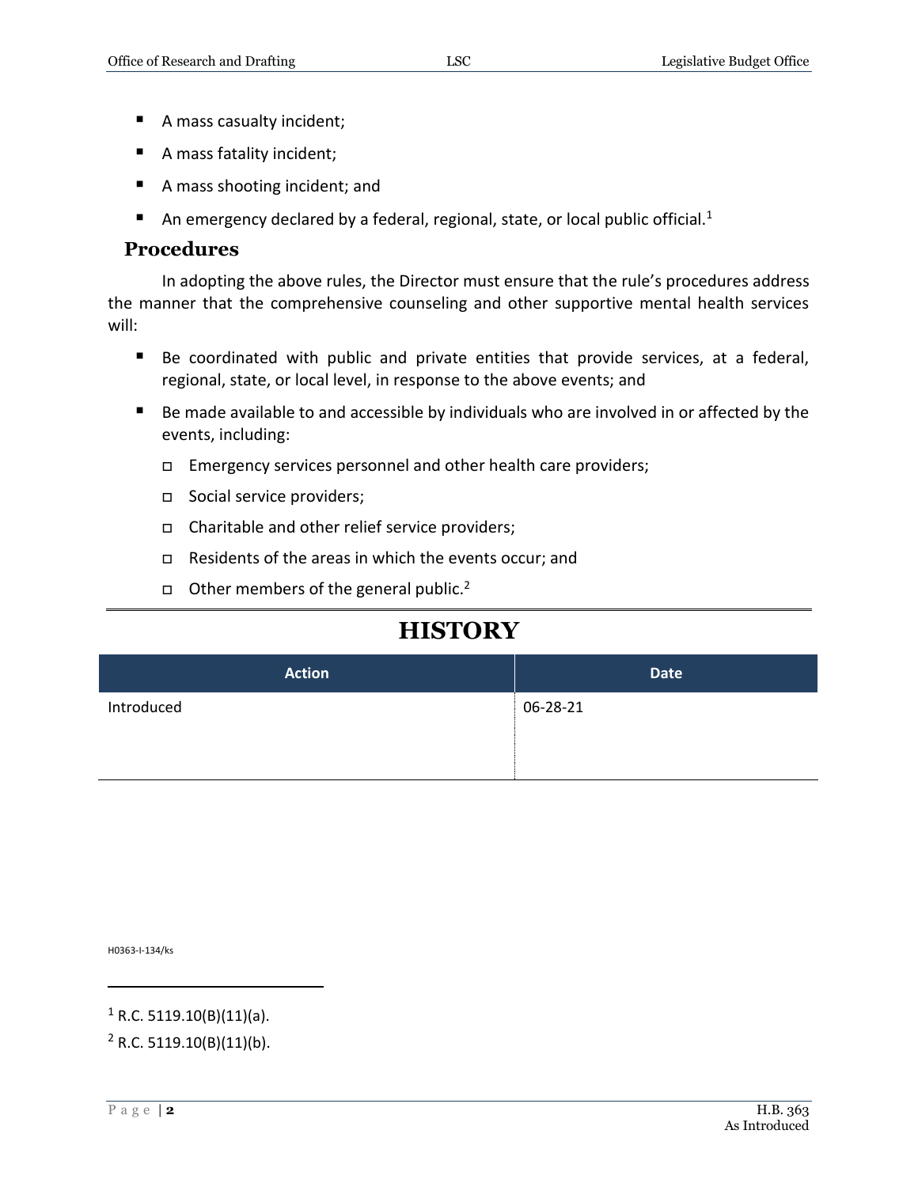- A mass casualty incident;
- A mass fatality incident;
- A mass shooting incident; and
- An emergency declared by a federal, regional, state, or local public official.[1]

### Procedures

In adopting the above rules, the Director must ensure that the rule's procedures address the manner that the comprehensive counseling and other supportive mental health services will:

- Be coordinated with public and private entities that provide services, at a federal, regional, state, or local level, in response to the above events; and
- Be made available to and accessible by individuals who are involved in or affected by the events, including:
  - Emergency services personnel and other health care providers;
  - Social service providers;
  - Charitable and other relief service providers;
  - Residents of the areas in which the events occur; and
  - Other members of the general public.[2]

## HISTORY

| Action | Date |
|---|---|
| Introduced | 06-28-21 |

H0363-I-134/ks

[1] R.C. 5119.10(B)(11)(a).

[2] R.C. 5119.10(B)(11)(b).